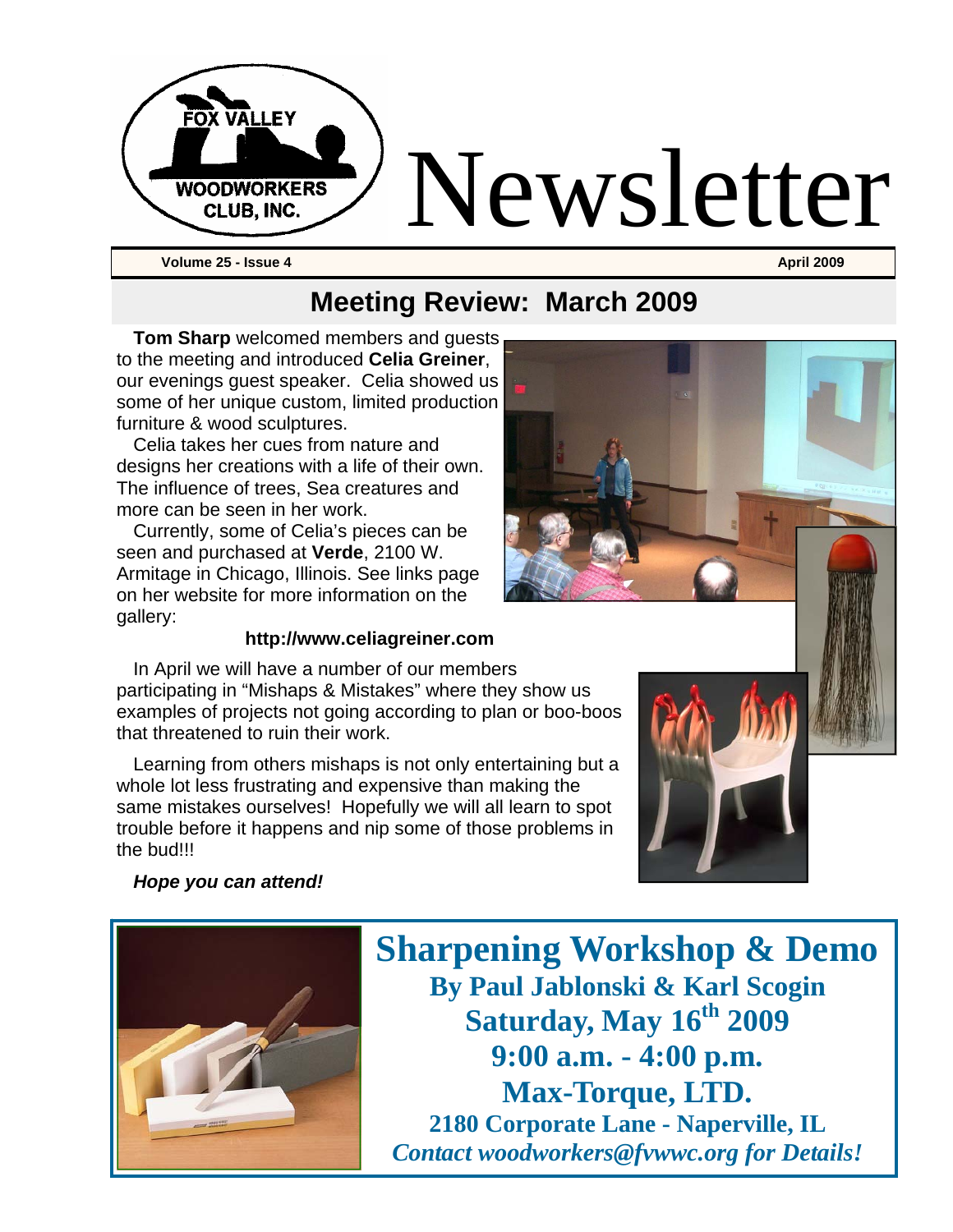FOX VALLEY WOODWORKERS CLUB, INC.

# Newsletter

**Volume 25 - Issue 4** **April 2009**

## Meeting Review: March 2009

**Tom Sharp** welcomed members and guests to the meeting and introduced **Celia Greiner**, our evenings guest speaker. Celia showed us some of her unique custom, limited production furniture & wood sculptures.

Celia takes her cues from nature and designs her creations with a life of their own. The influence of trees, Sea creatures and more can be seen in her work.

Currently, some of Celia's pieces can be seen and purchased at **Verde**, 2100 W. Armitage in Chicago, Illinois. See links page on her website for more information on the gallery:

**http://www.celiagreiner.com**

In April we will have a number of our members participating in "Mishaps & Mistakes" where they show us examples of projects not going according to plan or boo-boos that threatened to ruin their work.

Learning from others mishaps is not only entertaining but a whole lot less frustrating and expensive than making the same mistakes ourselves! Hopefully we will all learn to spot trouble before it happens and nip some of those problems in the bud!!!

***Hope you can attend!***

## Sharpening Workshop & Demo

**By Paul Jablonski & Karl Scogin**

**Saturday, May 16th 2009**

**9:00 a.m. - 4:00 p.m.**

**Max-Torque, LTD.**

**2180 Corporate Lane - Naperville, IL**

***Contact woodworkers@fvwwc.org for Details!***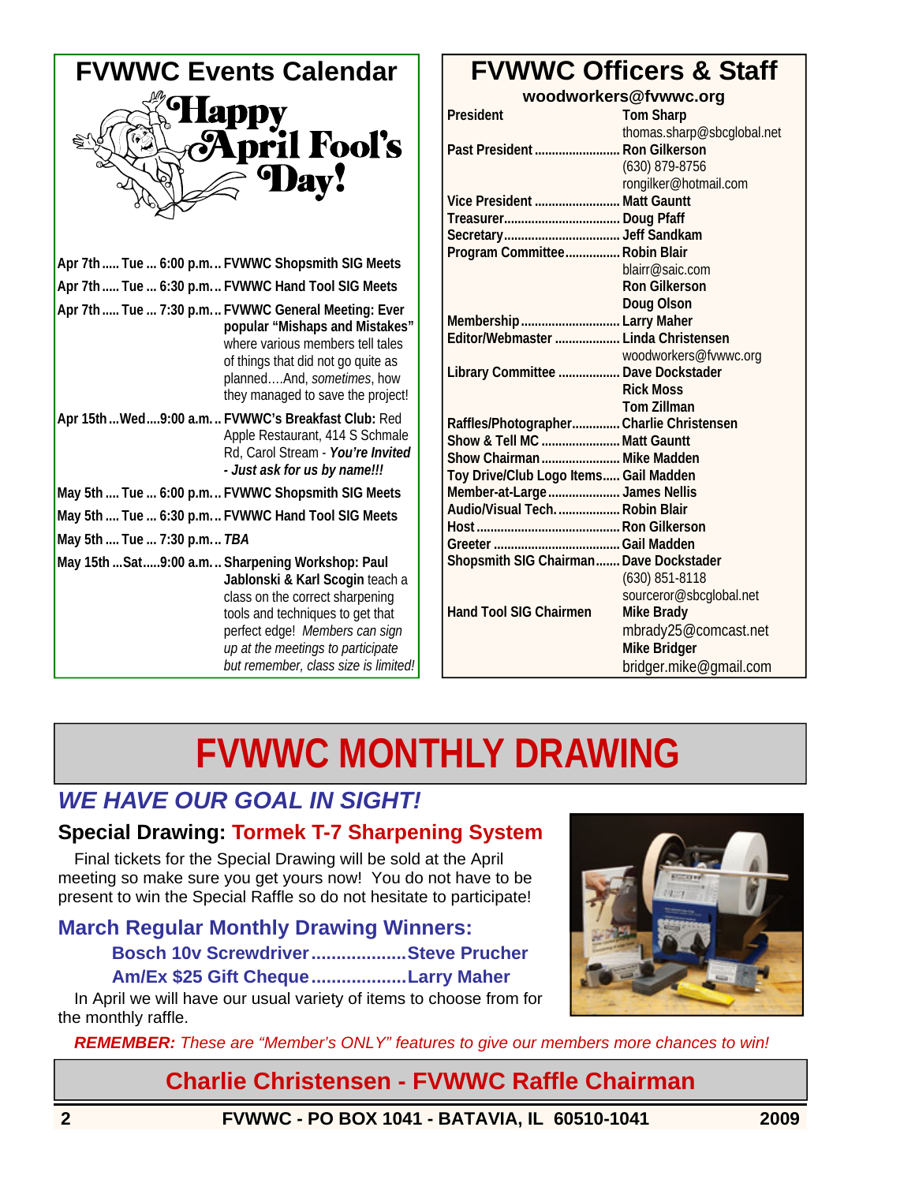## FVWWC Events Calendar

**Happy April Fool's Day!**

**Apr 7th ..... Tue ... 6:00 p.m... FVWWC Shopsmith SIG Meets**

**Apr 7th ..... Tue ... 6:30 p.m... FVWWC Hand Tool SIG Meets**

**Apr 7th ..... Tue ... 7:30 p.m... FVWWC General Meeting: Ever popular "Mishaps and Mistakes"** where various members tell tales of things that did not go quite as planned….And, *sometimes*, how they managed to save the project!

**Apr 15th ...Wed....9:00 a.m... FVWWC's Breakfast Club:** Red Apple Restaurant, 414 S Schmale Rd, Carol Stream - ***You're Invited - Just ask for us by name!!!***

**May 5th .... Tue ... 6:00 p.m... FVWWC Shopsmith SIG Meets**

**May 5th .... Tue ... 6:30 p.m... FVWWC Hand Tool SIG Meets**

**May 5th .... Tue ... 7:30 p.m...** ***TBA***

**May 15th ...Sat.....9:00 a.m... Sharpening Workshop: Paul Jablonski & Karl Scogin** teach a class on the correct sharpening tools and techniques to get that perfect edge! *Members can sign up at the meetings to participate but remember, class size is limited!*

## FVWWC Officers & Staff

**woodworkers@fvwwc.org**

| | |
|---|---|
| **President** | **Tom Sharp** thomas.sharp@sbcglobal.net |
| **Past President** | **Ron Gilkerson** (630) 879-8756 rongilker@hotmail.com |
| **Vice President** | **Matt Gauntt** |
| **Treasurer** | **Doug Pfaff** |
| **Secretary** | **Jeff Sandkam** |
| **Program Committee** | **Robin Blair** blairr@saic.com **Ron Gilkerson** **Doug Olson** |
| **Membership** | **Larry Maher** |
| **Editor/Webmaster** | **Linda Christensen** woodworkers@fvwwc.org |
| **Library Committee** | **Dave Dockstader** **Rick Moss** **Tom Zillman** |
| **Raffles/Photographer** | **Charlie Christensen** |
| **Show & Tell MC** | **Matt Gauntt** |
| **Show Chairman** | **Mike Madden** |
| **Toy Drive/Club Logo Items** | **Gail Madden** |
| **Member-at-Large** | **James Nellis** |
| **Audio/Visual Tech.** | **Robin Blair** |
| **Host** | **Ron Gilkerson** |
| **Greeter** | **Gail Madden** |
| **Shopsmith SIG Chairman** | **Dave Dockstader** (630) 851-8118 sourceror@sbcglobal.net |
| **Hand Tool SIG Chairmen** | **Mike Brady** mbrady25@comcast.net **Mike Bridger** bridger.mike@gmail.com |

# FVWWC MONTHLY DRAWING

## *WE HAVE OUR GOAL IN SIGHT!*

### Special Drawing: Tormek T-7 Sharpening System

Final tickets for the Special Drawing will be sold at the April meeting so make sure you get yours now! You do not have to be present to win the Special Raffle so do not hesitate to participate!

### March Regular Monthly Drawing Winners:

**Bosch 10v Screwdriver...................Steve Prucher**

**Am/Ex $25 Gift Cheque...................Larry Maher**

In April we will have our usual variety of items to choose from for the monthly raffle.

***REMEMBER:*** *These are "Member's ONLY" features to give our members more chances to win!*

**Charlie Christensen - FVWWC Raffle Chairman**

**FVWWC - PO BOX 1041 - BATAVIA, IL 60510-1041** **2009**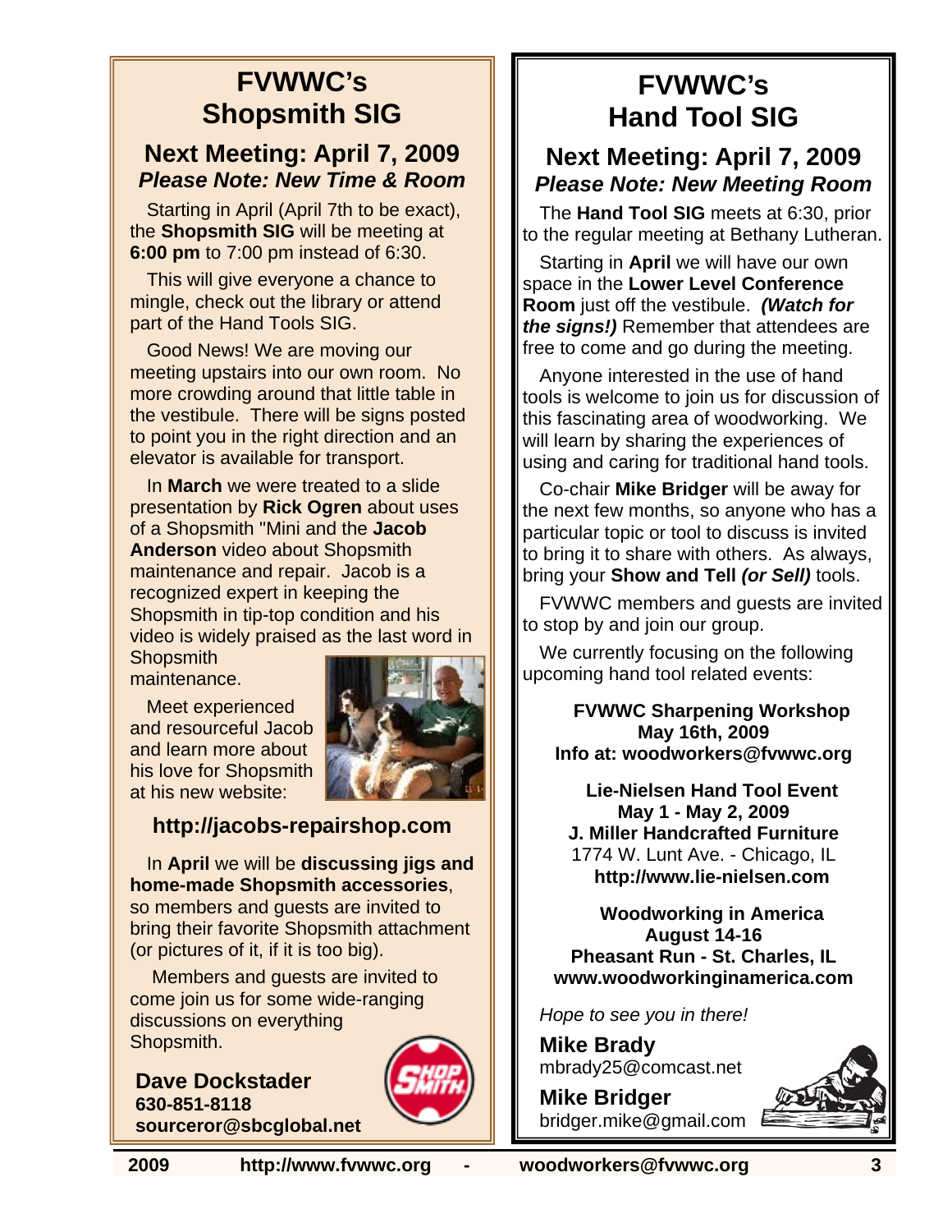# FVWWC's Shopsmith SIG

## Next Meeting: April 7, 2009

***Please Note: New Time & Room***

Starting in April (April 7th to be exact), the **Shopsmith SIG** will be meeting at **6:00 pm** to 7:00 pm instead of 6:30.

This will give everyone a chance to mingle, check out the library or attend part of the Hand Tools SIG.

Good News! We are moving our meeting upstairs into our own room. No more crowding around that little table in the vestibule. There will be signs posted to point you in the right direction and an elevator is available for transport.

In **March** we were treated to a slide presentation by **Rick Ogren** about uses of a Shopsmith "Mini and the **Jacob Anderson** video about Shopsmith maintenance and repair. Jacob is a recognized expert in keeping the Shopsmith in tip-top condition and his video is widely praised as the last word in Shopsmith maintenance.

Meet experienced and resourceful Jacob and learn more about his love for Shopsmith at his new website:

**http://jacobs-repairshop.com**

In **April** we will be **discussing jigs and home-made Shopsmith accessories**, so members and guests are invited to bring their favorite Shopsmith attachment (or pictures of it, if it is too big).

Members and guests are invited to come join us for some wide-ranging discussions on everything Shopsmith.

**Dave Dockstader**
**630-851-8118**
**sourceror@sbcglobal.net**

# FVWWC's Hand Tool SIG

## Next Meeting: April 7, 2009

***Please Note: New Meeting Room***

The **Hand Tool SIG** meets at 6:30, prior to the regular meeting at Bethany Lutheran.

Starting in **April** we will have our own space in the **Lower Level Conference Room** just off the vestibule. ***(Watch for the signs!)*** Remember that attendees are free to come and go during the meeting.

Anyone interested in the use of hand tools is welcome to join us for discussion of this fascinating area of woodworking. We will learn by sharing the experiences of using and caring for traditional hand tools.

Co-chair **Mike Bridger** will be away for the next few months, so anyone who has a particular topic or tool to discuss is invited to bring it to share with others. As always, bring your **Show and Tell *(or Sell)*** tools.

FVWWC members and guests are invited to stop by and join our group.

We currently focusing on the following upcoming hand tool related events:

**FVWWC Sharpening Workshop**
**May 16th, 2009**
**Info at: woodworkers@fvwwc.org**

**Lie-Nielsen Hand Tool Event**
**May 1 - May 2, 2009**
**J. Miller Handcrafted Furniture**
1774 W. Lunt Ave. - Chicago, IL
**http://www.lie-nielsen.com**

**Woodworking in America**
**August 14-16**
**Pheasant Run - St. Charles, IL**
**www.woodworkinginamerica.com**

*Hope to see you in there!*

**Mike Brady**
mbrady25@comcast.net

**Mike Bridger**
bridger.mike@gmail.com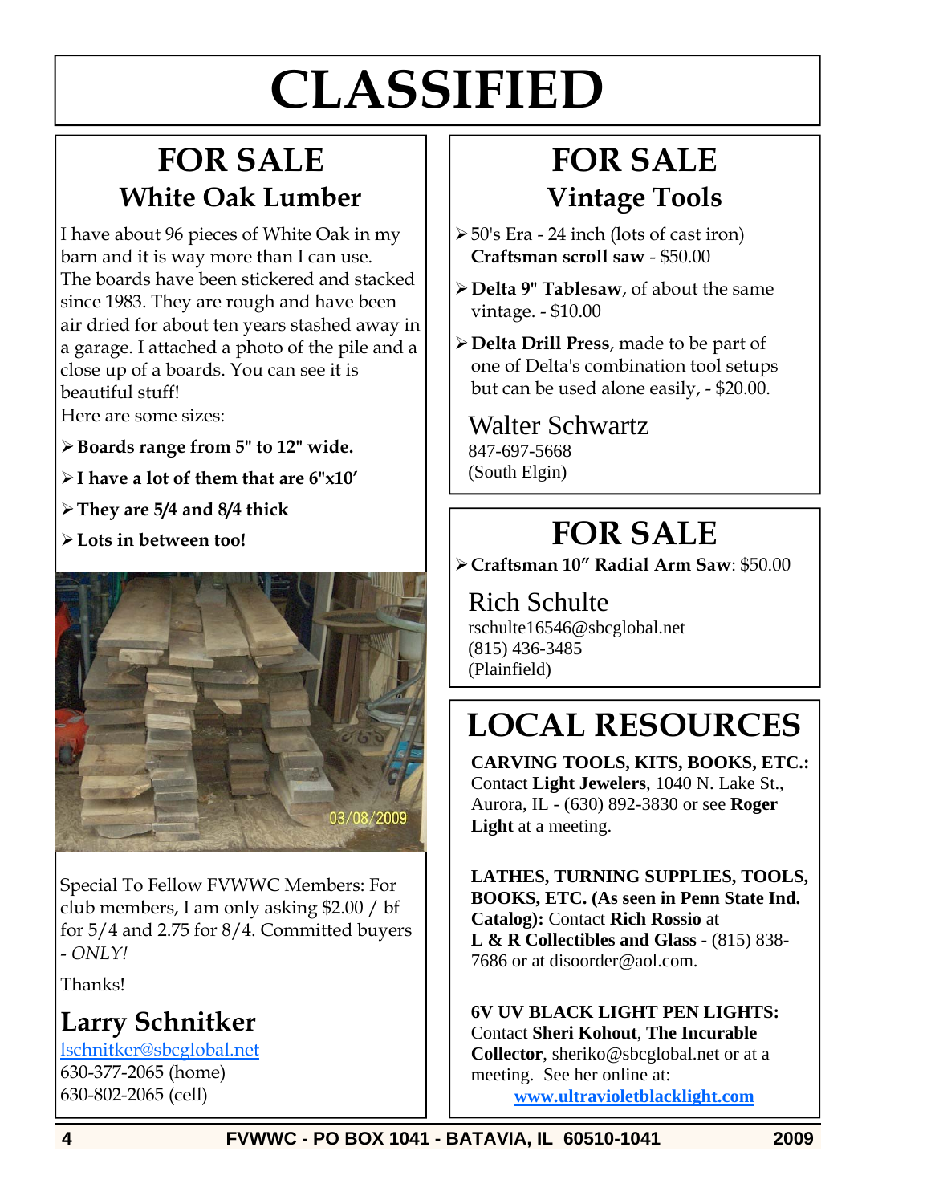# CLASSIFIED

## FOR SALE
### White Oak Lumber

I have about 96 pieces of White Oak in my barn and it is way more than I can use. The boards have been stickered and stacked since 1983. They are rough and have been air dried for about ten years stashed away in a garage. I attached a photo of the pile and a close up of a boards. You can see it is beautiful stuff!
Here are some sizes:

- **Boards range from 5" to 12" wide.**
- **I have a lot of them that are 6"x10′**
- **They are 5/4 and 8/4 thick**
- **Lots in between too!**

Special To Fellow FVWWC Members: For club members, I am only asking $2.00 / bf for 5/4 and 2.75 for 8/4. Committed buyers - *ONLY!*

Thanks!

**Larry Schnitker**
lschnitker@sbcglobal.net
630-377-2065 (home)
630-802-2065 (cell)

## FOR SALE
### Vintage Tools

- 50's Era - 24 inch (lots of cast iron) **Craftsman scroll saw** - $50.00
- **Delta 9" Tablesaw**, of about the same vintage. - $10.00
- **Delta Drill Press**, made to be part of one of Delta's combination tool setups but can be used alone easily, - $20.00.

Walter Schwartz
847-697-5668
(South Elgin)

## FOR SALE

- **Craftsman 10″ Radial Arm Saw**: $50.00

Rich Schulte
rschulte16546@sbcglobal.net
(815) 436-3485
(Plainfield)

## LOCAL RESOURCES

**CARVING TOOLS, KITS, BOOKS, ETC.:** Contact **Light Jewelers**, 1040 N. Lake St., Aurora, IL - (630) 892-3830 or see **Roger Light** at a meeting.

**LATHES, TURNING SUPPLIES, TOOLS, BOOKS, ETC. (As seen in Penn State Ind. Catalog):** Contact **Rich Rossio** at **L & R Collectibles and Glass** - (815) 838-7686 or at disoorder@aol.com.

**6V UV BLACK LIGHT PEN LIGHTS:** Contact **Sheri Kohout**, **The Incurable Collector**, sheriko@sbcglobal.net or at a meeting. See her online at: **www.ultravioletblacklight.com**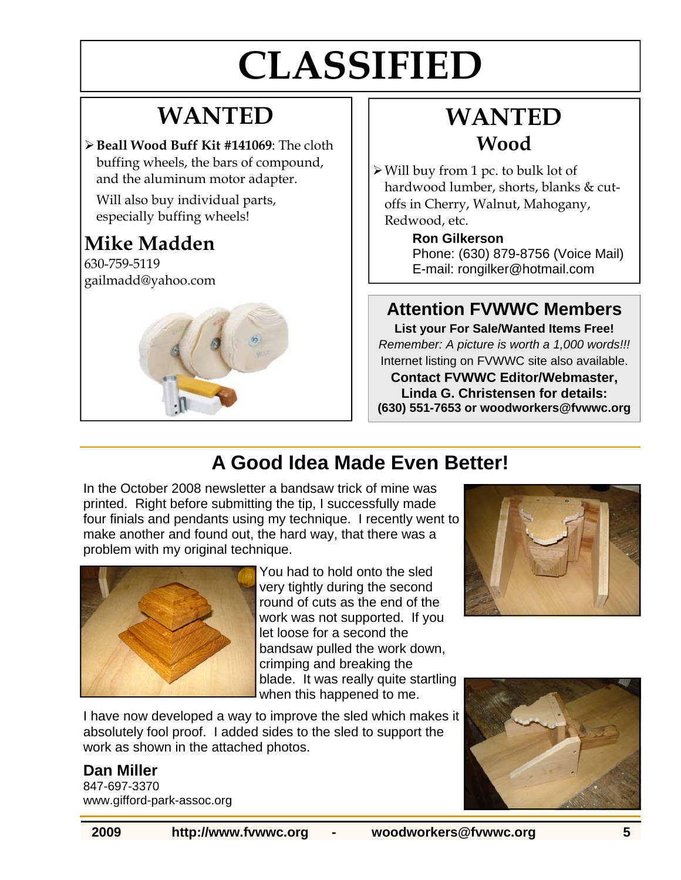# CLASSIFIED

## WANTED

- **Beall Wood Buff Kit #141069**: The cloth buffing wheels, the bars of compound, and the aluminum motor adapter.

  Will also buy individual parts, especially buffing wheels!

### Mike Madden

630-759-5119
gailmadd@yahoo.com

## WANTED

### Wood

- Will buy from 1 pc. to bulk lot of hardwood lumber, shorts, blanks & cut-offs in Cherry, Walnut, Mahogany, Redwood, etc.

**Ron Gilkerson**
Phone: (630) 879-8756 (Voice Mail)
E-mail: rongilker@hotmail.com

### Attention FVWWC Members

**List your For Sale/Wanted Items Free!**

*Remember: A picture is worth a 1,000 words!!!*

Internet listing on FVWWC site also available.

**Contact FVWWC Editor/Webmaster, Linda G. Christensen for details: (630) 551-7653 or woodworkers@fvwwc.org**

## A Good Idea Made Even Better!

In the October 2008 newsletter a bandsaw trick of mine was printed. Right before submitting the tip, I successfully made four finials and pendants using my technique. I recently went to make another and found out, the hard way, that there was a problem with my original technique.

You had to hold onto the sled very tightly during the second round of cuts as the end of the work was not supported. If you let loose for a second the bandsaw pulled the work down, crimping and breaking the blade. It was really quite startling when this happened to me.

I have now developed a way to improve the sled which makes it absolutely fool proof. I added sides to the sled to support the work as shown in the attached photos.

**Dan Miller**
847-697-3370
www.gifford-park-assoc.org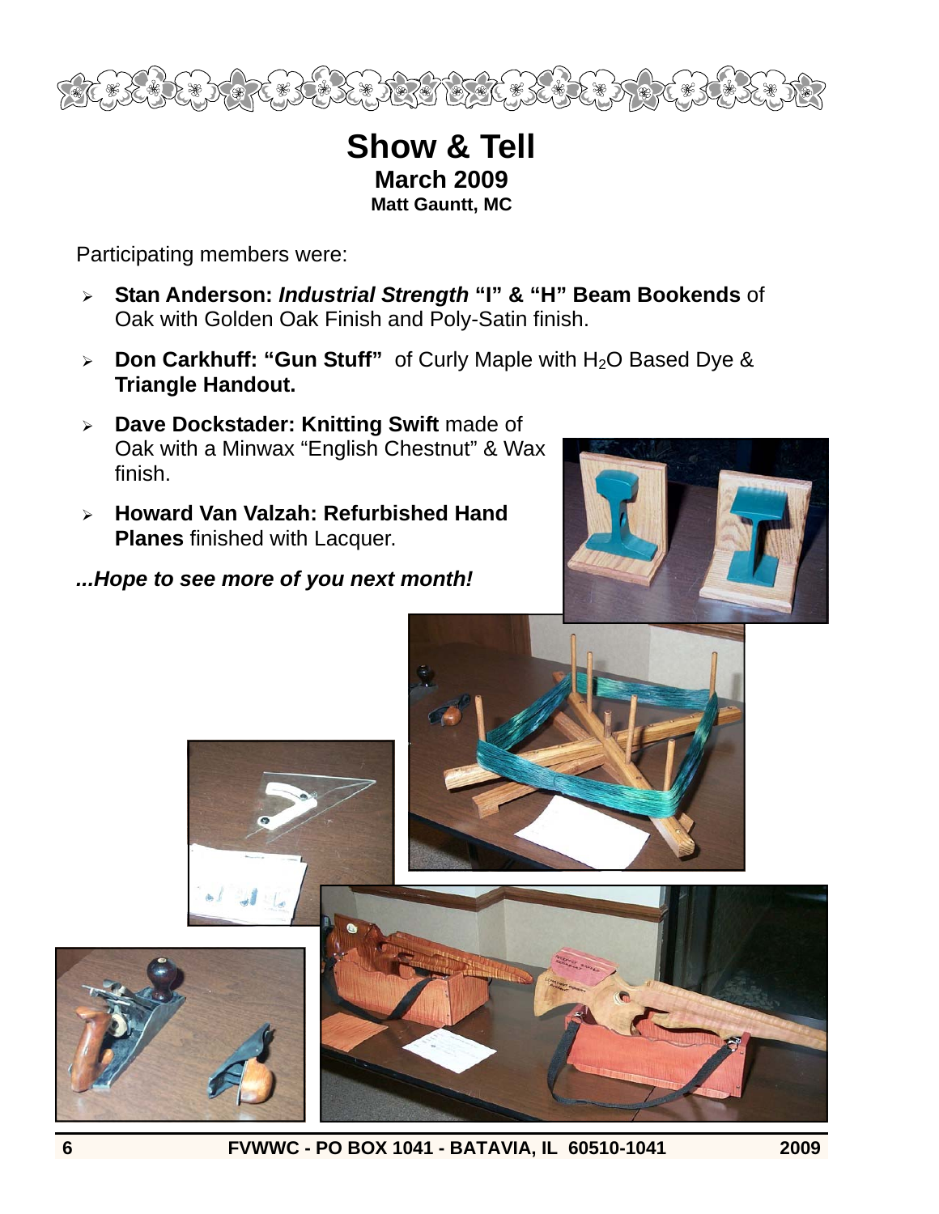# Show & Tell

## March 2009

### Matt Gauntt, MC

Participating members were:

- **Stan Anderson: *Industrial Strength* "I" & "H" Beam Bookends** of Oak with Golden Oak Finish and Poly-Satin finish.
- **Don Carkhuff: "Gun Stuff"** of Curly Maple with $H_2O$ Based Dye & **Triangle Handout.**
- **Dave Dockstader: Knitting Swift** made of Oak with a Minwax "English Chestnut" & Wax finish.
- **Howard Van Valzah: Refurbished Hand Planes** finished with Lacquer.

***...Hope to see more of you next month!***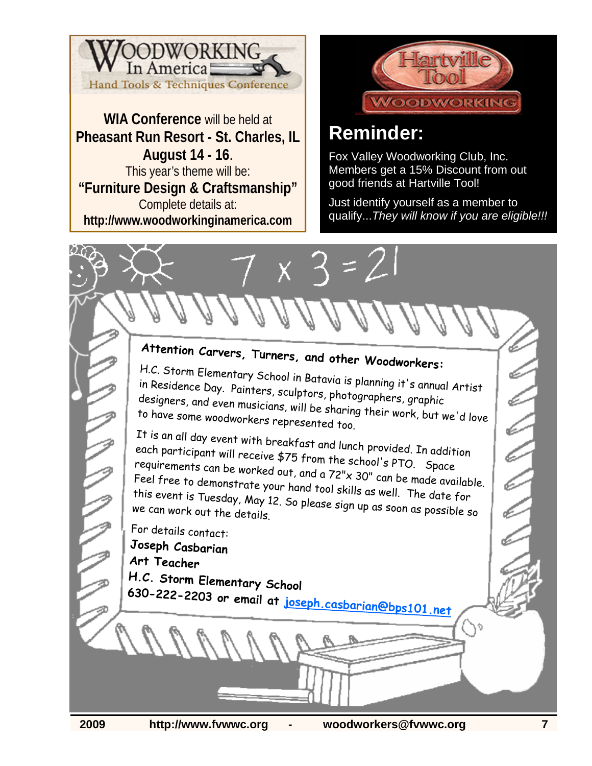WOODWORKING In America
Hand Tools & Techniques Conference

**WIA Conference** will be held at
**Pheasant Run Resort - St. Charles, IL**
**August 14 - 16**.
This year's theme will be:
**"Furniture Design & Craftsmanship"**
Complete details at:
**http://www.woodworkinginamerica.com**

Hartville Tool
WOODWORKING

## Reminder:

Fox Valley Woodworking Club, Inc. Members get a 15% Discount from out good friends at Hartville Tool!

Just identify yourself as a member to qualify...*They will know if you are eligible!!!*

7 x 3 = 21

**Attention Carvers, Turners, and other Woodworkers:**

H.C. Storm Elementary School in Batavia is planning it's annual Artist in Residence Day. Painters, sculptors, photographers, graphic designers, and even musicians, will be sharing their work, but we'd love to have some woodworkers represented too.

It is an all day event with breakfast and lunch provided. In addition each participant will receive $75 from the school's PTO. Space requirements can be worked out, and a 72"x 30" can be made available. Feel free to demonstrate your hand tool skills as well. The date for this event is Tuesday, May 12. So please sign up as soon as possible so we can work out the details.

For details contact:
**Joseph Casbarian**
**Art Teacher**
**H.C. Storm Elementary School**
**630-222-2203 or email at** joseph.casbarian@bps101.net

**2009 http://www.fvwwc.org - woodworkers@fvwwc.org**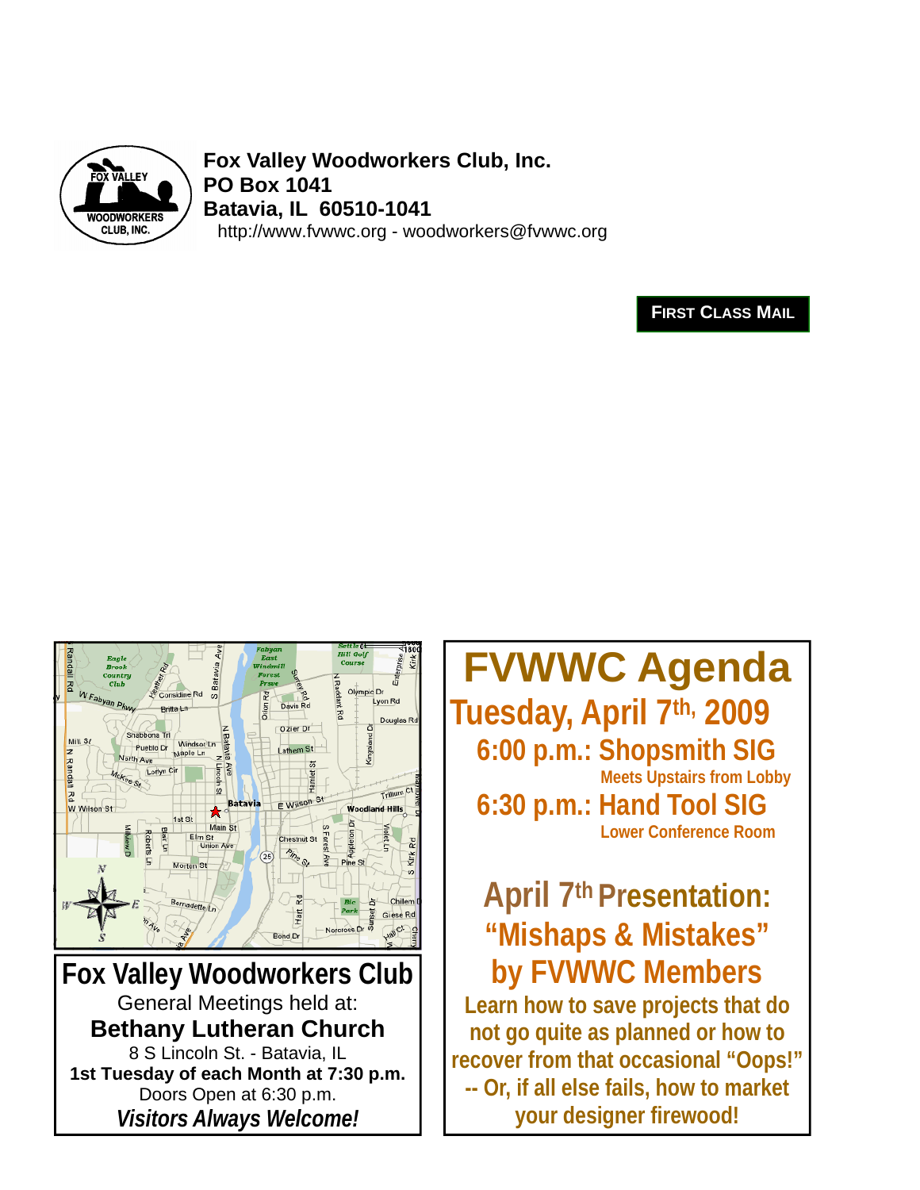**Fox Valley Woodworkers Club, Inc.**
**PO Box 1041**
**Batavia, IL 60510-1041**
http://www.fvwwc.org - woodworkers@fvwwc.org

**FIRST CLASS MAIL**

## Fox Valley Woodworkers Club

General Meetings held at:

**Bethany Lutheran Church**

8 S Lincoln St. - Batavia, IL

**1st Tuesday of each Month at 7:30 p.m.**

Doors Open at 6:30 p.m.

***Visitors Always Welcome!***

# FVWWC Agenda

## Tuesday, April 7th, 2009

**6:00 p.m.: Shopsmith SIG**
Meets Upstairs from Lobby

**6:30 p.m.: Hand Tool SIG**
Lower Conference Room

## April 7th Presentation: "Mishaps & Mistakes" by FVWWC Members

**Learn how to save projects that do not go quite as planned or how to recover from that occasional "Oops!" -- Or, if all else fails, how to market your designer firewood!**